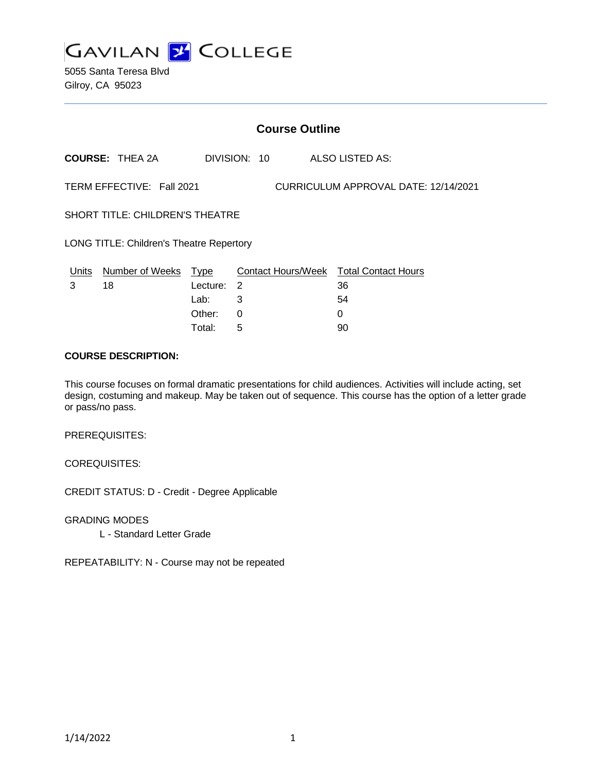GAVILAN COLLEGE

5055 Santa Teresa Blvd
Gilroy, CA 95023

## Course Outline

**COURSE:** THEA 2A DIVISION: 10 ALSO LISTED AS:

TERM EFFECTIVE: Fall 2021 CURRICULUM APPROVAL DATE: 12/14/2021

SHORT TITLE: CHILDREN'S THEATRE

LONG TITLE: Children's Theatre Repertory

| Units | Number of Weeks | Type | Contact Hours/Week | Total Contact Hours |
|---|---|---|---|---|
| 3 | 18 | Lecture: | 2 | 36 |
| | | Lab: | 3 | 54 |
| | | Other: | 0 | 0 |
| | | Total: | 5 | 90 |

**COURSE DESCRIPTION:**

This course focuses on formal dramatic presentations for child audiences. Activities will include acting, set design, costuming and makeup. May be taken out of sequence. This course has the option of a letter grade or pass/no pass.

PREREQUISITES:

COREQUISITES:

CREDIT STATUS: D - Credit - Degree Applicable

GRADING MODES

L - Standard Letter Grade

REPEATABILITY: N - Course may not be repeated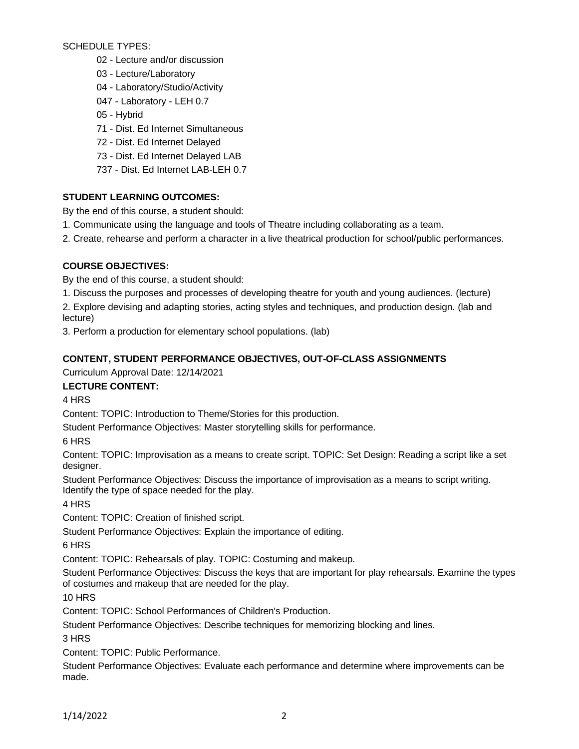SCHEDULE TYPES:

- 02 - Lecture and/or discussion
- 03 - Lecture/Laboratory
- 04 - Laboratory/Studio/Activity
- 047 - Laboratory - LEH 0.7
- 05 - Hybrid
- 71 - Dist. Ed Internet Simultaneous
- 72 - Dist. Ed Internet Delayed
- 73 - Dist. Ed Internet Delayed LAB
- 737 - Dist. Ed Internet LAB-LEH 0.7

**STUDENT LEARNING OUTCOMES:**

By the end of this course, a student should:

1. Communicate using the language and tools of Theatre including collaborating as a team.
2. Create, rehearse and perform a character in a live theatrical production for school/public performances.

**COURSE OBJECTIVES:**

By the end of this course, a student should:

1. Discuss the purposes and processes of developing theatre for youth and young audiences. (lecture)
2. Explore devising and adapting stories, acting styles and techniques, and production design. (lab and lecture)
3. Perform a production for elementary school populations. (lab)

**CONTENT, STUDENT PERFORMANCE OBJECTIVES, OUT-OF-CLASS ASSIGNMENTS**

Curriculum Approval Date: 12/14/2021

**LECTURE CONTENT:**

4 HRS

Content: TOPIC: Introduction to Theme/Stories for this production.

Student Performance Objectives: Master storytelling skills for performance.

6 HRS

Content: TOPIC: Improvisation as a means to create script. TOPIC: Set Design: Reading a script like a set designer.

Student Performance Objectives: Discuss the importance of improvisation as a means to script writing. Identify the type of space needed for the play.

4 HRS

Content: TOPIC: Creation of finished script.

Student Performance Objectives: Explain the importance of editing.

6 HRS

Content: TOPIC: Rehearsals of play. TOPIC: Costuming and makeup.

Student Performance Objectives: Discuss the keys that are important for play rehearsals. Examine the types of costumes and makeup that are needed for the play.

10 HRS

Content: TOPIC: School Performances of Children's Production.

Student Performance Objectives: Describe techniques for memorizing blocking and lines.

3 HRS

Content: TOPIC: Public Performance.

Student Performance Objectives: Evaluate each performance and determine where improvements can be made.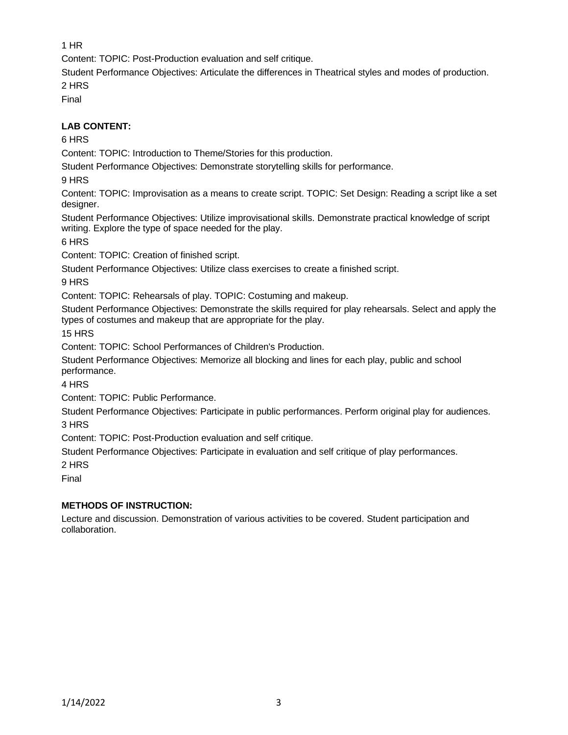1 HR

Content: TOPIC: Post-Production evaluation and self critique.

Student Performance Objectives: Articulate the differences in Theatrical styles and modes of production.

2 HRS

Final

**LAB CONTENT:**

6 HRS

Content: TOPIC: Introduction to Theme/Stories for this production.

Student Performance Objectives: Demonstrate storytelling skills for performance.

9 HRS

Content: TOPIC: Improvisation as a means to create script. TOPIC: Set Design: Reading a script like a set designer.

Student Performance Objectives: Utilize improvisational skills. Demonstrate practical knowledge of script writing. Explore the type of space needed for the play.

6 HRS

Content: TOPIC: Creation of finished script.

Student Performance Objectives: Utilize class exercises to create a finished script.

9 HRS

Content: TOPIC: Rehearsals of play. TOPIC: Costuming and makeup.

Student Performance Objectives: Demonstrate the skills required for play rehearsals. Select and apply the types of costumes and makeup that are appropriate for the play.

15 HRS

Content: TOPIC: School Performances of Children's Production.

Student Performance Objectives: Memorize all blocking and lines for each play, public and school performance.

4 HRS

Content: TOPIC: Public Performance.

Student Performance Objectives: Participate in public performances. Perform original play for audiences.

3 HRS

Content: TOPIC: Post-Production evaluation and self critique.

Student Performance Objectives: Participate in evaluation and self critique of play performances.

2 HRS

Final

**METHODS OF INSTRUCTION:**

Lecture and discussion. Demonstration of various activities to be covered. Student participation and collaboration.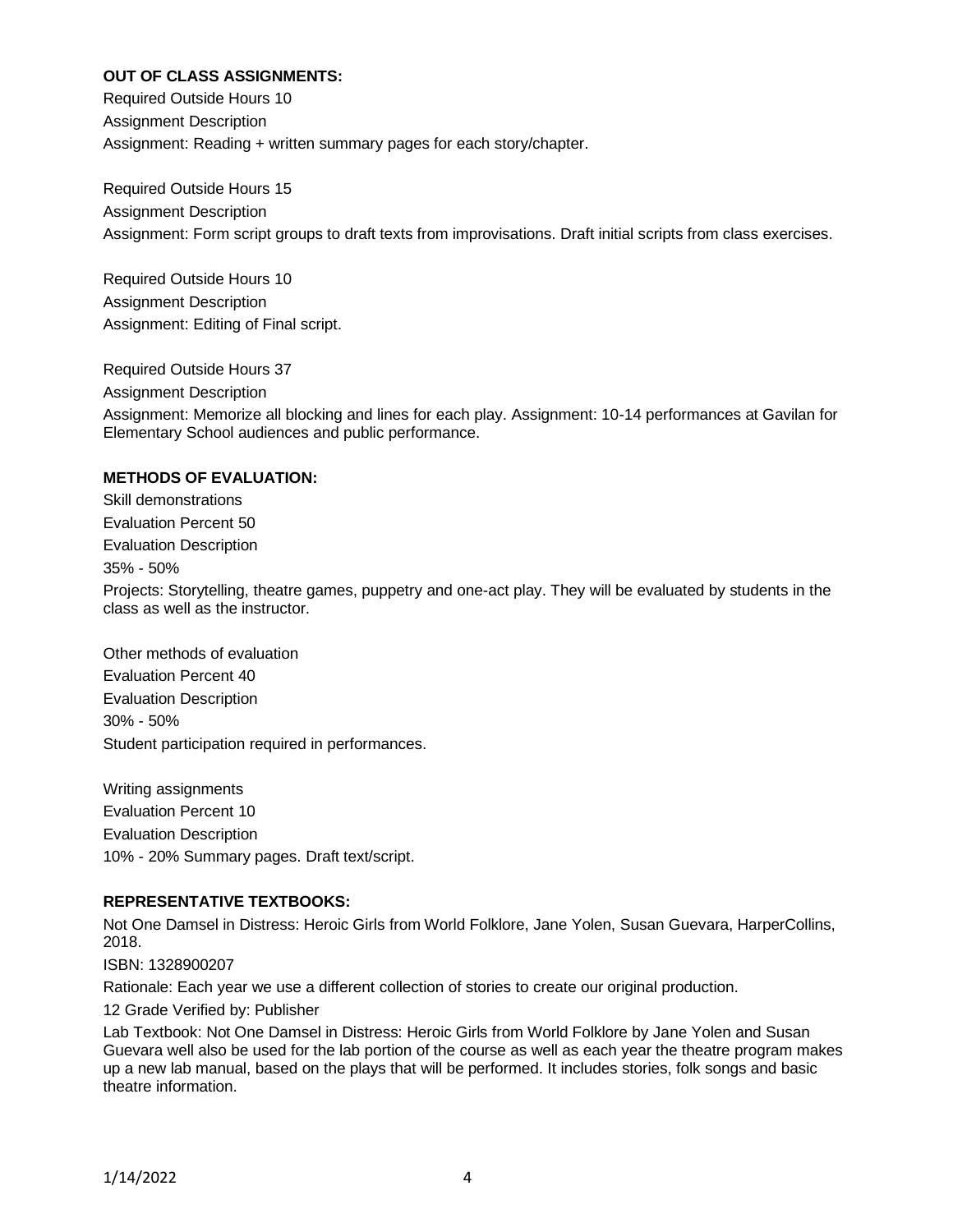**OUT OF CLASS ASSIGNMENTS:**

Required Outside Hours 10

Assignment Description

Assignment: Reading + written summary pages for each story/chapter.

Required Outside Hours 15

Assignment Description

Assignment: Form script groups to draft texts from improvisations. Draft initial scripts from class exercises.

Required Outside Hours 10

Assignment Description

Assignment: Editing of Final script.

Required Outside Hours 37

Assignment Description

Assignment: Memorize all blocking and lines for each play. Assignment: 10-14 performances at Gavilan for Elementary School audiences and public performance.

**METHODS OF EVALUATION:**

Skill demonstrations

Evaluation Percent 50

Evaluation Description

35% - 50%

Projects: Storytelling, theatre games, puppetry and one-act play. They will be evaluated by students in the class as well as the instructor.

Other methods of evaluation

Evaluation Percent 40

Evaluation Description

30% - 50%

Student participation required in performances.

Writing assignments

Evaluation Percent 10

Evaluation Description

10% - 20% Summary pages. Draft text/script.

**REPRESENTATIVE TEXTBOOKS:**

Not One Damsel in Distress: Heroic Girls from World Folklore, Jane Yolen, Susan Guevara, HarperCollins, 2018.

ISBN: 1328900207

Rationale: Each year we use a different collection of stories to create our original production.

12 Grade Verified by: Publisher

Lab Textbook: Not One Damsel in Distress: Heroic Girls from World Folklore by Jane Yolen and Susan Guevara well also be used for the lab portion of the course as well as each year the theatre program makes up a new lab manual, based on the plays that will be performed. It includes stories, folk songs and basic theatre information.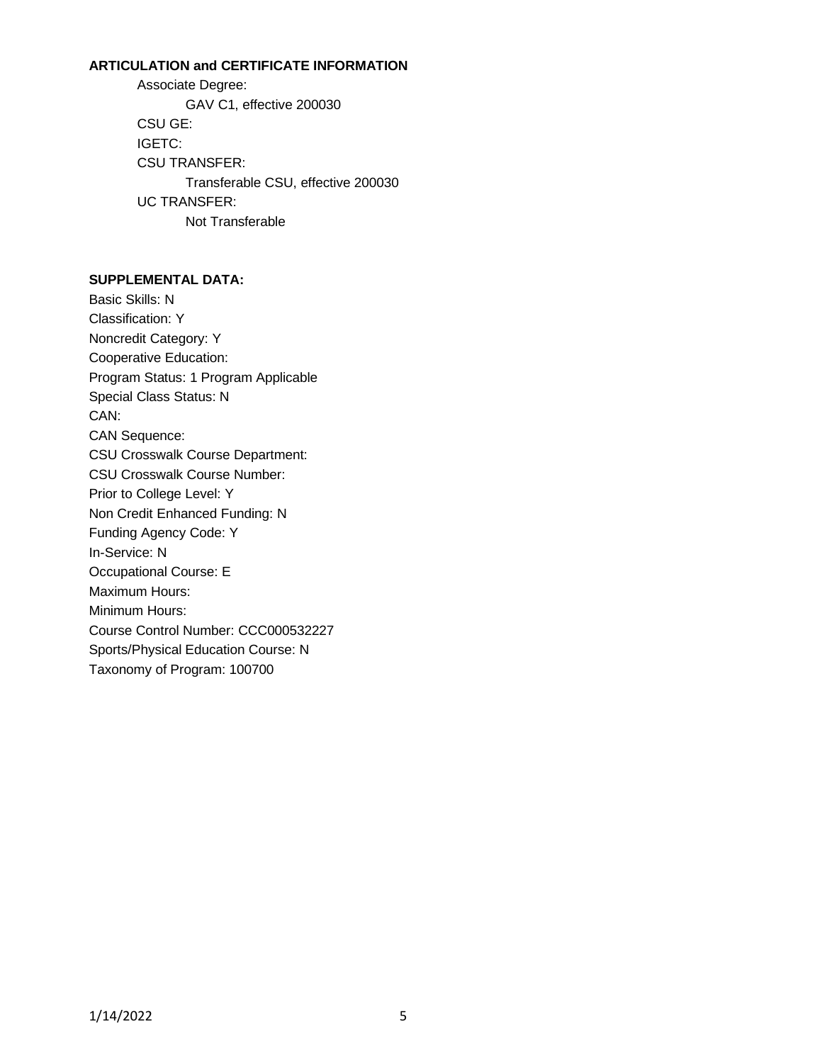**ARTICULATION and CERTIFICATE INFORMATION**

Associate Degree:

GAV C1, effective 200030

CSU GE:

IGETC:

CSU TRANSFER:

Transferable CSU, effective 200030

UC TRANSFER:

Not Transferable

**SUPPLEMENTAL DATA:**

Basic Skills: N
Classification: Y
Noncredit Category: Y
Cooperative Education:
Program Status: 1 Program Applicable
Special Class Status: N
CAN:
CAN Sequence:
CSU Crosswalk Course Department:
CSU Crosswalk Course Number:
Prior to College Level: Y
Non Credit Enhanced Funding: N
Funding Agency Code: Y
In-Service: N
Occupational Course: E
Maximum Hours:
Minimum Hours:
Course Control Number: CCC000532227
Sports/Physical Education Course: N
Taxonomy of Program: 100700